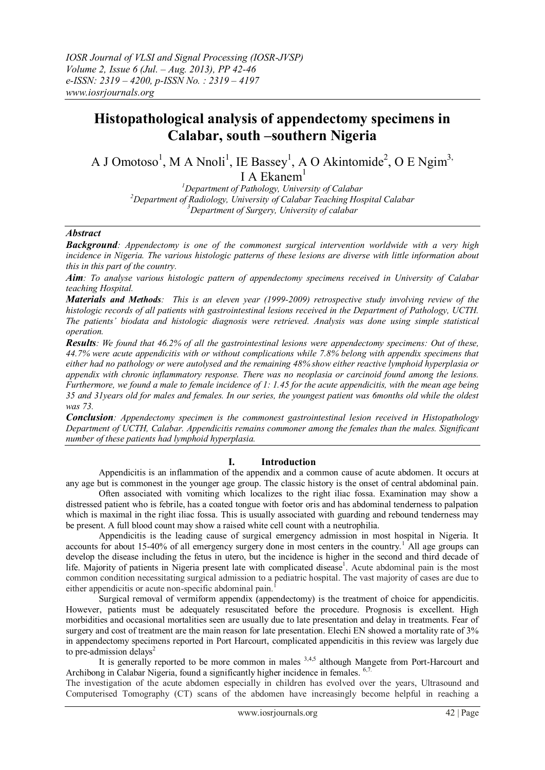# Histopathological analysis of appendectomy specimens in Calabar, south –southern Nigeria

A J Omotoso[1], M A Nnoli[1], IE Bassey[1], A O Akintomide[2], O E Ngim[3], I A Ekanem[1]

[1]Department of Pathology, University of Calabar
[2]Department of Radiology, University of Calabar Teaching Hospital Calabar
[3]Department of Surgery, University of calabar

## Abstract

***Background****: Appendectomy is one of the commonest surgical intervention worldwide with a very high incidence in Nigeria. The various histologic patterns of these lesions are diverse with little information about this in this part of the country.*

***Aim****: To analyse various histologic pattern of appendectomy specimens received in University of Calabar teaching Hospital.*

***Materials and Methods****: This is an eleven year (1999-2009) retrospective study involving review of the histologic records of all patients with gastrointestinal lesions received in the Department of Pathology, UCTH. The patients' biodata and histologic diagnosis were retrieved. Analysis was done using simple statistical operation.*

***Results****: We found that 46.2% of all the gastrointestinal lesions were appendectomy specimens: Out of these, 44.7% were acute appendicitis with or without complications while 7.8% belong with appendix specimens that either had no pathology or were autolysed and the remaining 48% show either reactive lymphoid hyperplasia or appendix with chronic inflammatory response. There was no neoplasia or carcinoid found among the lesions. Furthermore, we found a male to female incidence of 1: 1.45 for the acute appendicitis, with the mean age being 35 and 31years old for males and females. In our series, the youngest patient was 6months old while the oldest was 73.*

***Conclusion****: Appendectomy specimen is the commonest gastrointestinal lesion received in Histopathology Department of UCTH, Calabar. Appendicitis remains commoner among the females than the males. Significant number of these patients had lymphoid hyperplasia.*

## I. Introduction

Appendicitis is an inflammation of the appendix and a common cause of acute abdomen. It occurs at any age but is commonest in the younger age group. The classic history is the onset of central abdominal pain.

Often associated with vomiting which localizes to the right iliac fossa. Examination may show a distressed patient who is febrile, has a coated tongue with foetor oris and has abdominal tenderness to palpation which is maximal in the right iliac fossa. This is usually associated with guarding and rebound tenderness may be present. A full blood count may show a raised white cell count with a neutrophilia.

Appendicitis is the leading cause of surgical emergency admission in most hospital in Nigeria. It accounts for about 15-40% of all emergency surgery done in most centers in the country.[1] All age groups can develop the disease including the fetus in utero, but the incidence is higher in the second and third decade of life. Majority of patients in Nigeria present late with complicated disease[1]. Acute abdominal pain is the most common condition necessitating surgical admission to a pediatric hospital. The vast majority of cases are due to either appendicitis or acute non-specific abdominal pain.[1]

Surgical removal of vermiform appendix (appendectomy) is the treatment of choice for appendicitis. However, patients must be adequately resuscitated before the procedure. Prognosis is excellent. High morbidities and occasional mortalities seen are usually due to late presentation and delay in treatments. Fear of surgery and cost of treatment are the main reason for late presentation. Elechi EN showed a mortality rate of 3% in appendectomy specimens reported in Port Harcourt, complicated appendicitis in this review was largely due to pre-admission delays[2]

It is generally reported to be more common in males [3,4,5] although Mangete from Port-Harcourt and Archibong in Calabar Nigeria, found a significantly higher incidence in females. [6,7.]

The investigation of the acute abdomen especially in children has evolved over the years, Ultrasound and Computerised Tomography (CT) scans of the abdomen have increasingly become helpful in reaching a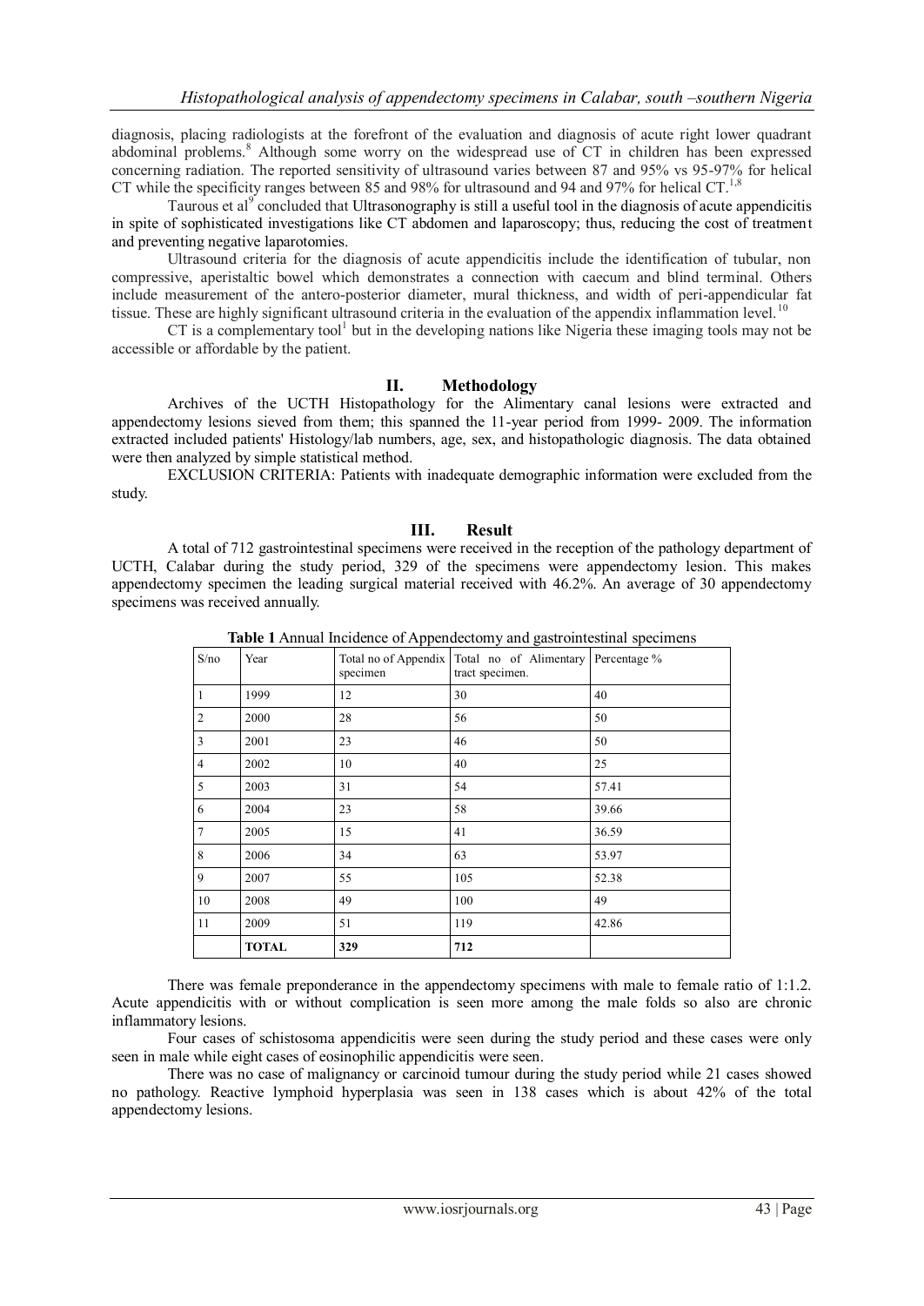diagnosis, placing radiologists at the forefront of the evaluation and diagnosis of acute right lower quadrant abdominal problems.[8] Although some worry on the widespread use of CT in children has been expressed concerning radiation. The reported sensitivity of ultrasound varies between 87 and 95% vs 95-97% for helical CT while the specificity ranges between 85 and 98% for ultrasound and 94 and 97% for helical CT.[1,8]

Taurous et al[9] concluded that Ultrasonography is still a useful tool in the diagnosis of acute appendicitis in spite of sophisticated investigations like CT abdomen and laparoscopy; thus, reducing the cost of treatment and preventing negative laparotomies.

Ultrasound criteria for the diagnosis of acute appendicitis include the identification of tubular, non compressive, aperistaltic bowel which demonstrates a connection with caecum and blind terminal. Others include measurement of the antero-posterior diameter, mural thickness, and width of peri-appendicular fat tissue. These are highly significant ultrasound criteria in the evaluation of the appendix inflammation level.[10]

CT is a complementary tool[1] but in the developing nations like Nigeria these imaging tools may not be accessible or affordable by the patient.

## II. Methodology

Archives of the UCTH Histopathology for the Alimentary canal lesions were extracted and appendectomy lesions sieved from them; this spanned the 11-year period from 1999- 2009. The information extracted included patients' Histology/lab numbers, age, sex, and histopathologic diagnosis. The data obtained were then analyzed by simple statistical method.

EXCLUSION CRITERIA: Patients with inadequate demographic information were excluded from the study.

## III. Result

A total of 712 gastrointestinal specimens were received in the reception of the pathology department of UCTH, Calabar during the study period, 329 of the specimens were appendectomy lesion. This makes appendectomy specimen the leading surgical material received with 46.2%. An average of 30 appendectomy specimens was received annually.

**Table 1** Annual Incidence of Appendectomy and gastrointestinal specimens

| S/no | Year | Total no of Appendix specimen | Total no of Alimentary tract specimen. | Percentage % |
|---|---|---|---|---|
| 1 | 1999 | 12 | 30 | 40 |
| 2 | 2000 | 28 | 56 | 50 |
| 3 | 2001 | 23 | 46 | 50 |
| 4 | 2002 | 10 | 40 | 25 |
| 5 | 2003 | 31 | 54 | 57.41 |
| 6 | 2004 | 23 | 58 | 39.66 |
| 7 | 2005 | 15 | 41 | 36.59 |
| 8 | 2006 | 34 | 63 | 53.97 |
| 9 | 2007 | 55 | 105 | 52.38 |
| 10 | 2008 | 49 | 100 | 49 |
| 11 | 2009 | 51 | 119 | 42.86 |
| | **TOTAL** | **329** | **712** | |

There was female preponderance in the appendectomy specimens with male to female ratio of 1:1.2. Acute appendicitis with or without complication is seen more among the male folds so also are chronic inflammatory lesions.

Four cases of schistosoma appendicitis were seen during the study period and these cases were only seen in male while eight cases of eosinophilic appendicitis were seen.

There was no case of malignancy or carcinoid tumour during the study period while 21 cases showed no pathology. Reactive lymphoid hyperplasia was seen in 138 cases which is about 42% of the total appendectomy lesions.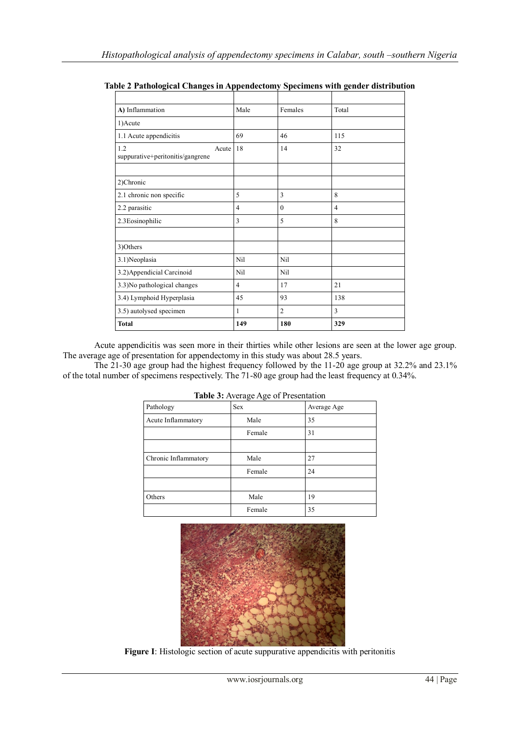**Table 2 Pathological Changes in Appendectomy Specimens with gender distribution**

| | | | |
|---|---|---|---|
| **A)** Inflammation | Male | Females | Total |
| 1)Acute | | | |
| 1.1 Acute appendicitis | 69 | 46 | 115 |
| 1.2 Acute suppurative+peritonitis/gangrene | 18 | 14 | 32 |
| | | | |
| 2)Chronic | | | |
| 2.1 chronic non specific | 5 | 3 | 8 |
| 2.2 parasitic | 4 | 0 | 4 |
| 2.3Eosinophilic | 3 | 5 | 8 |
| | | | |
| 3)Others | | | |
| 3.1)Neoplasia | Nil | Nil | |
| 3.2)Appendicial Carcinoid | Nil | Nil | |
| 3.3)No pathological changes | 4 | 17 | 21 |
| 3.4) Lymphoid Hyperplasia | 45 | 93 | 138 |
| 3.5) autolysed specimen | 1 | 2 | 3 |
| **Total** | **149** | **180** | **329** |

Acute appendicitis was seen more in their thirties while other lesions are seen at the lower age group. The average age of presentation for appendectomy in this study was about 28.5 years.

The 21-30 age group had the highest frequency followed by the 11-20 age group at 32.2% and 23.1% of the total number of specimens respectively. The 71-80 age group had the least frequency at 0.34%.

**Table 3:** Average Age of Presentation

| Pathology | Sex | Average Age |
|---|---|---|
| Acute Inflammatory | Male | 35 |
| | Female | 31 |
| | | |
| Chronic Inflammatory | Male | 27 |
| | Female | 24 |
| | | |
| Others | Male | 19 |
| | Female | 35 |

**Figure I**: Histologic section of acute suppurative appendicitis with peritonitis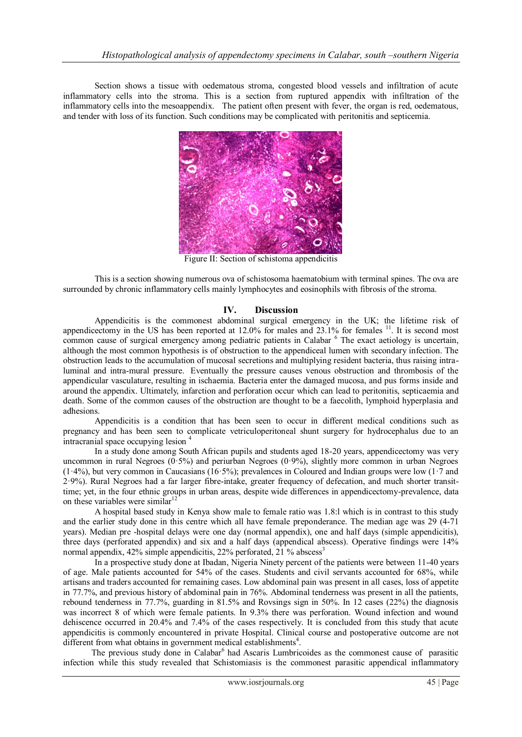Section shows a tissue with oedematous stroma, congested blood vessels and infiltration of acute inflammatory cells into the stroma. This is a section from ruptured appendix with infiltration of the inflammatory cells into the mesoappendix. The patient often present with fever, the organ is red, oedematous, and tender with loss of its function. Such conditions may be complicated with peritonitis and septicemia.

Figure II: Section of schistoma appendicitis

This is a section showing numerous ova of schistosoma haematobium with terminal spines. The ova are surrounded by chronic inflammatory cells mainly lymphocytes and eosinophils with fibrosis of the stroma.

## IV. Discussion

Appendicitis is the commonest abdominal surgical emergency in the UK; the lifetime risk of appendicectomy in the US has been reported at 12.0% for males and 23.1% for females [11]. It is second most common cause of surgical emergency among pediatric patients in Calabar [6] The exact aetiology is uncertain, although the most common hypothesis is of obstruction to the appendiceal lumen with secondary infection. The obstruction leads to the accumulation of mucosal secretions and multiplying resident bacteria, thus raising intra-luminal and intra-mural pressure. Eventually the pressure causes venous obstruction and thrombosis of the appendicular vasculature, resulting in ischaemia. Bacteria enter the damaged mucosa, and pus forms inside and around the appendix. Ultimately, infarction and perforation occur which can lead to peritonitis, septicaemia and death. Some of the common causes of the obstruction are thought to be a faecolith, lymphoid hyperplasia and adhesions.

Appendicitis is a condition that has been seen to occur in different medical conditions such as pregnancy and has been seen to complicate vetriculoperitoneal shunt surgery for hydrocephalus due to an intracranial space occupying lesion [4]

In a study done among South African pupils and students aged 18-20 years, appendicectomy was very uncommon in rural Negroes (0·5%) and periurban Negroes (0·9%), slightly more common in urban Negroes (1·4%), but very common in Caucasians (16·5%); prevalences in Coloured and Indian groups were low (1·7 and 2·9%). Rural Negroes had a far larger fibre-intake, greater frequency of defecation, and much shorter transit-time; yet, in the four ethnic groups in urban areas, despite wide differences in appendicectomy-prevalence, data on these variables were similar[12]

A hospital based study in Kenya show male to female ratio was 1.8:l which is in contrast to this study and the earlier study done in this centre which all have female preponderance. The median age was 29 (4-71 years). Median pre -hospital delays were one day (normal appendix), one and half days (simple appendicitis), three days (perforated appendix) and six and a half days (appendical abscess). Operative findings were 14% normal appendix, 42% simple appendicitis, 22% perforated, 21 % abscess[3]

In a prospective study done at Ibadan, Nigeria Ninety percent of the patients were between 11-40 years of age. Male patients accounted for 54% of the cases. Students and civil servants accounted for 68%, while artisans and traders accounted for remaining cases. Low abdominal pain was present in all cases, loss of appetite in 77.7%, and previous history of abdominal pain in 76%. Abdominal tenderness was present in all the patients, rebound tenderness in 77.7%, guarding in 81.5% and Rovsings sign in 50%. In 12 cases (22%) the diagnosis was incorrect 8 of which were female patients. In 9.3% there was perforation. Wound infection and wound dehiscence occurred in 20.4% and 7.4% of the cases respectively. It is concluded from this study that acute appendicitis is commonly encountered in private Hospital. Clinical course and postoperative outcome are not different from what obtains in government medical establishments[4].

The previous study done in Calabar[6] had Ascaris Lumbricoides as the commonest cause of parasitic infection while this study revealed that Schistomiasis is the commonest parasitic appendical inflammatory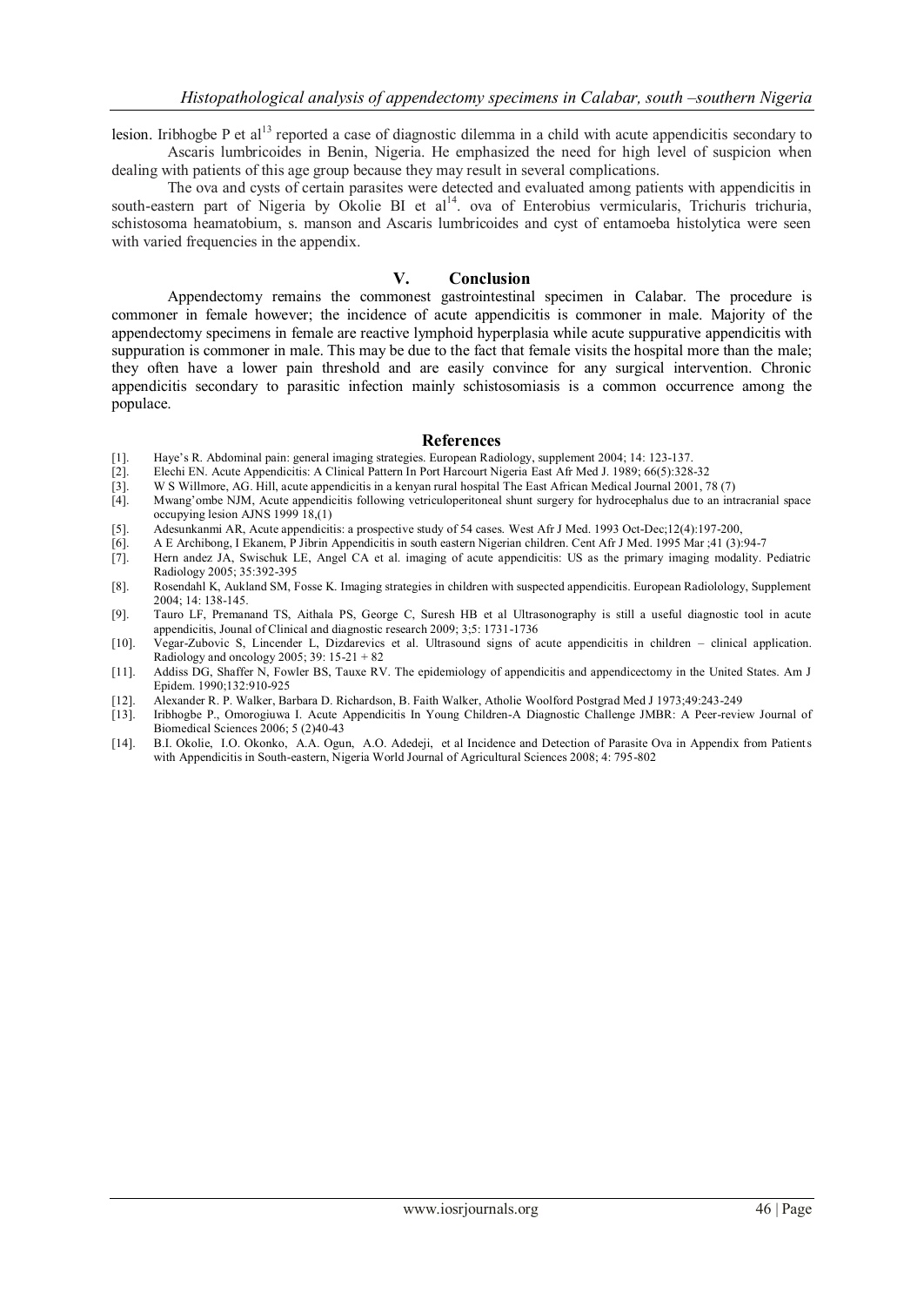lesion. Iribhogbe P et al[13] reported a case of diagnostic dilemma in a child with acute appendicitis secondary to Ascaris lumbricoides in Benin, Nigeria. He emphasized the need for high level of suspicion when dealing with patients of this age group because they may result in several complications.

The ova and cysts of certain parasites were detected and evaluated among patients with appendicitis in south-eastern part of Nigeria by Okolie BI et al[14]. ova of Enterobius vermicularis, Trichuris trichuria, schistosoma heamatobium, s. manson and Ascaris lumbricoides and cyst of entamoeba histolytica were seen with varied frequencies in the appendix.

## V. Conclusion

Appendectomy remains the commonest gastrointestinal specimen in Calabar. The procedure is commoner in female however; the incidence of acute appendicitis is commoner in male. Majority of the appendectomy specimens in female are reactive lymphoid hyperplasia while acute suppurative appendicitis with suppuration is commoner in male. This may be due to the fact that female visits the hospital more than the male; they often have a lower pain threshold and are easily convince for any surgical intervention. Chronic appendicitis secondary to parasitic infection mainly schistosomiasis is a common occurrence among the populace.

## References

[1]. Haye's R. Abdominal pain: general imaging strategies. European Radiology, supplement 2004; 14: 123-137.

[2]. Elechi EN. Acute Appendicitis: A Clinical Pattern In Port Harcourt Nigeria East Afr Med J. 1989; 66(5):328-32

[3]. W S Willmore, AG. Hill, acute appendicitis in a kenyan rural hospital The East African Medical Journal 2001, 78 (7)

[4]. Mwang'ombe NJM, Acute appendicitis following vetriculoperitoneal shunt surgery for hydrocephalus due to an intracranial space occupying lesion AJNS 1999 18,(1)

[5]. Adesunkanmi AR, Acute appendicitis: a prospective study of 54 cases. West Afr J Med. 1993 Oct-Dec;12(4):197-200,

[6]. A E Archibong, I Ekanem, P Jibrin Appendicitis in south eastern Nigerian children. Cent Afr J Med. 1995 Mar ;41 (3):94-7

[7]. Hern andez JA, Swischuk LE, Angel CA et al. imaging of acute appendicitis: US as the primary imaging modality. Pediatric Radiology 2005; 35:392-395

[8]. Rosendahl K, Aukland SM, Fosse K. Imaging strategies in children with suspected appendicitis. European Radiolology, Supplement 2004; 14: 138-145.

[9]. Tauro LF, Premanand TS, Aithala PS, George C, Suresh HB et al Ultrasonography is still a useful diagnostic tool in acute appendicitis, Jounal of Clinical and diagnostic research 2009; 3;5: 1731-1736

[10]. Vegar-Zubovic S, Lincender L, Dizdarevics et al. Ultrasound signs of acute appendicitis in children – clinical application. Radiology and oncology 2005; 39: 15-21 + 82

[11]. Addiss DG, Shaffer N, Fowler BS, Tauxe RV. The epidemiology of appendicitis and appendicectomy in the United States. Am J Epidem. 1990;132:910-925

[12]. Alexander R. P. Walker, Barbara D. Richardson, B. Faith Walker, Atholie Woolford Postgrad Med J 1973;49:243-249

[13]. Iribhogbe P., Omorogiuwa I. Acute Appendicitis In Young Children-A Diagnostic Challenge JMBR: A Peer-review Journal of Biomedical Sciences 2006; 5 (2)40-43

[14]. B.I. Okolie, I.O. Okonko, A.A. Ogun, A.O. Adedeji, et al Incidence and Detection of Parasite Ova in Appendix from Patients with Appendicitis in South-eastern, Nigeria World Journal of Agricultural Sciences 2008; 4: 795-802